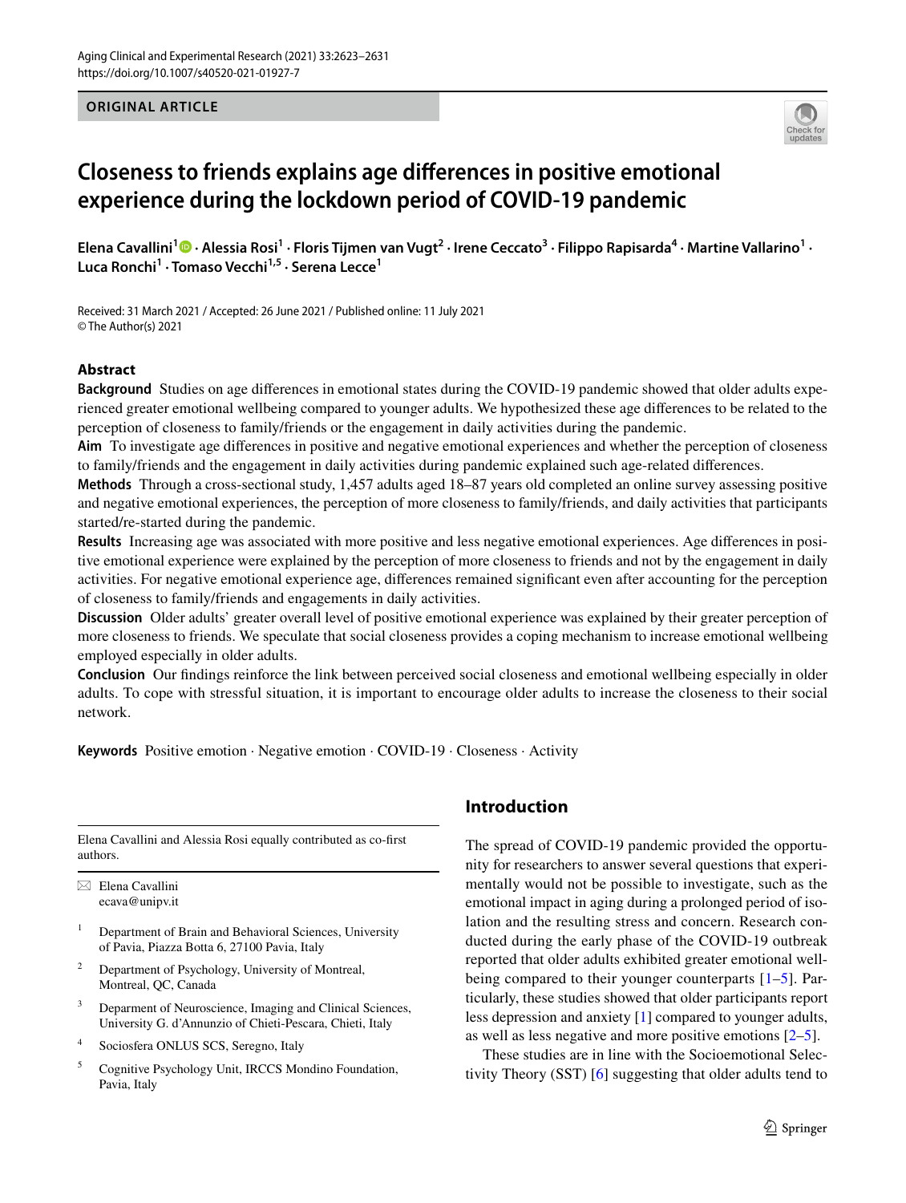ORIGINAL ARTICLE

# Closeness to friends explains age differences in positive emotional experience during the lockdown period of COVID-19 pandemic

**Elena Cavallini[1] · Alessia Rosi[1] · Floris Tijmen van Vugt[2] · Irene Ceccato[3] · Filippo Rapisarda[4] · Martine Vallarino[1] · Luca Ronchi[1] · Tomaso Vecchi[1,5] · Serena Lecce[1]**

Received: 31 March 2021 / Accepted: 26 June 2021 / Published online: 11 July 2021
© The Author(s) 2021

## Abstract

**Background** Studies on age differences in emotional states during the COVID-19 pandemic showed that older adults experienced greater emotional wellbeing compared to younger adults. We hypothesized these age differences to be related to the perception of closeness to family/friends or the engagement in daily activities during the pandemic.

**Aim** To investigate age differences in positive and negative emotional experiences and whether the perception of closeness to family/friends and the engagement in daily activities during pandemic explained such age-related differences.

**Methods** Through a cross-sectional study, 1,457 adults aged 18–87 years old completed an online survey assessing positive and negative emotional experiences, the perception of more closeness to family/friends, and daily activities that participants started/re-started during the pandemic.

**Results** Increasing age was associated with more positive and less negative emotional experiences. Age differences in positive emotional experience were explained by the perception of more closeness to friends and not by the engagement in daily activities. For negative emotional experience age, differences remained significant even after accounting for the perception of closeness to family/friends and engagements in daily activities.

**Discussion** Older adults' greater overall level of positive emotional experience was explained by their greater perception of more closeness to friends. We speculate that social closeness provides a coping mechanism to increase emotional wellbeing employed especially in older adults.

**Conclusion** Our findings reinforce the link between perceived social closeness and emotional wellbeing especially in older adults. To cope with stressful situation, it is important to encourage older adults to increase the closeness to their social network.

**Keywords** Positive emotion · Negative emotion · COVID-19 · Closeness · Activity

## Introduction

The spread of COVID-19 pandemic provided the opportunity for researchers to answer several questions that experimentally would not be possible to investigate, such as the emotional impact in aging during a prolonged period of isolation and the resulting stress and concern. Research conducted during the early phase of the COVID-19 outbreak reported that older adults exhibited greater emotional wellbeing compared to their younger counterparts [1–5]. Particularly, these studies showed that older participants report less depression and anxiety [1] compared to younger adults, as well as less negative and more positive emotions [2–5].

These studies are in line with the Socioemotional Selectivity Theory (SST) [6] suggesting that older adults tend to

---

Elena Cavallini and Alessia Rosi equally contributed as co-first authors.

✉ Elena Cavallini
ecava@unipv.it

[1] Department of Brain and Behavioral Sciences, University of Pavia, Piazza Botta 6, 27100 Pavia, Italy

[2] Department of Psychology, University of Montreal, Montreal, QC, Canada

[3] Deparment of Neuroscience, Imaging and Clinical Sciences, University G. d'Annunzio of Chieti-Pescara, Chieti, Italy

[4] Sociosfera ONLUS SCS, Seregno, Italy

[5] Cognitive Psychology Unit, IRCCS Mondino Foundation, Pavia, Italy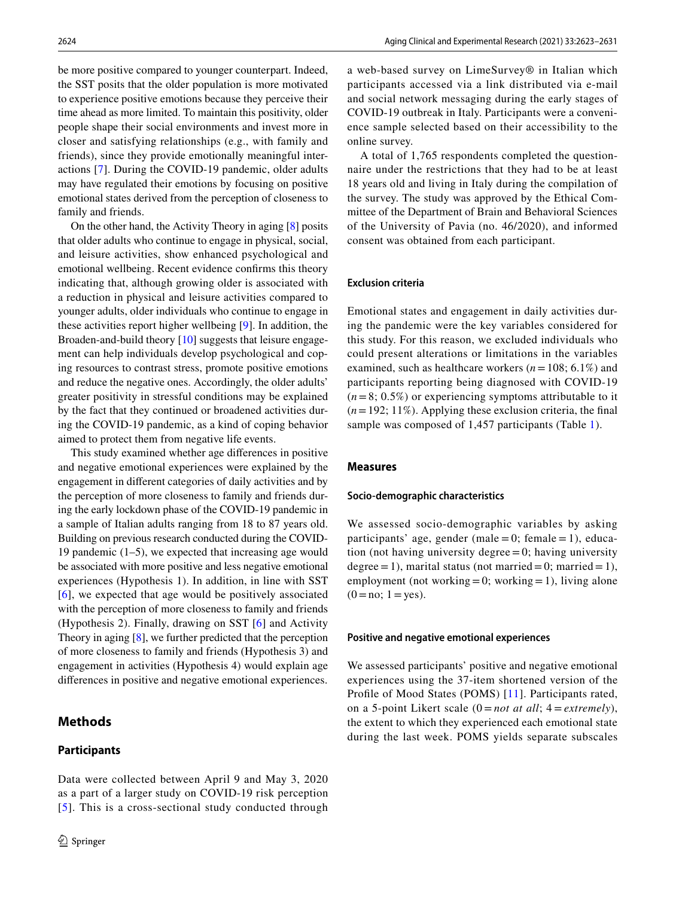be more positive compared to younger counterpart. Indeed, the SST posits that the older population is more motivated to experience positive emotions because they perceive their time ahead as more limited. To maintain this positivity, older people shape their social environments and invest more in closer and satisfying relationships (e.g., with family and friends), since they provide emotionally meaningful interactions [7]. During the COVID-19 pandemic, older adults may have regulated their emotions by focusing on positive emotional states derived from the perception of closeness to family and friends.

On the other hand, the Activity Theory in aging [8] posits that older adults who continue to engage in physical, social, and leisure activities, show enhanced psychological and emotional wellbeing. Recent evidence confirms this theory indicating that, although growing older is associated with a reduction in physical and leisure activities compared to younger adults, older individuals who continue to engage in these activities report higher wellbeing [9]. In addition, the Broaden-and-build theory [10] suggests that leisure engagement can help individuals develop psychological and coping resources to contrast stress, promote positive emotions and reduce the negative ones. Accordingly, the older adults' greater positivity in stressful conditions may be explained by the fact that they continued or broadened activities during the COVID-19 pandemic, as a kind of coping behavior aimed to protect them from negative life events.

This study examined whether age differences in positive and negative emotional experiences were explained by the engagement in different categories of daily activities and by the perception of more closeness to family and friends during the early lockdown phase of the COVID-19 pandemic in a sample of Italian adults ranging from 18 to 87 years old. Building on previous research conducted during the COVID-19 pandemic (1–5), we expected that increasing age would be associated with more positive and less negative emotional experiences (Hypothesis 1). In addition, in line with SST [6], we expected that age would be positively associated with the perception of more closeness to family and friends (Hypothesis 2). Finally, drawing on SST [6] and Activity Theory in aging [8], we further predicted that the perception of more closeness to family and friends (Hypothesis 3) and engagement in activities (Hypothesis 4) would explain age differences in positive and negative emotional experiences.

## Methods

### Participants

Data were collected between April 9 and May 3, 2020 as a part of a larger study on COVID-19 risk perception [5]. This is a cross-sectional study conducted through a web-based survey on LimeSurvey® in Italian which participants accessed via a link distributed via e-mail and social network messaging during the early stages of COVID-19 outbreak in Italy. Participants were a convenience sample selected based on their accessibility to the online survey.

A total of 1,765 respondents completed the questionnaire under the restrictions that they had to be at least 18 years old and living in Italy during the compilation of the survey. The study was approved by the Ethical Committee of the Department of Brain and Behavioral Sciences of the University of Pavia (no. 46/2020), and informed consent was obtained from each participant.

#### Exclusion criteria

Emotional states and engagement in daily activities during the pandemic were the key variables considered for this study. For this reason, we excluded individuals who could present alterations or limitations in the variables examined, such as healthcare workers ($n = 108$; 6.1%) and participants reporting being diagnosed with COVID-19 ($n = 8$; 0.5%) or experiencing symptoms attributable to it ($n = 192$; 11%). Applying these exclusion criteria, the final sample was composed of 1,457 participants (Table 1).

### Measures

#### Socio-demographic characteristics

We assessed socio-demographic variables by asking participants' age, gender (male = 0; female = 1), education (not having university degree = 0; having university degree = 1), marital status (not married = 0; married = 1), employment (not working = 0; working = 1), living alone (0 = no; 1 = yes).

#### Positive and negative emotional experiences

We assessed participants' positive and negative emotional experiences using the 37-item shortened version of the Profile of Mood States (POMS) [11]. Participants rated, on a 5-point Likert scale (0 = *not at all*; 4 = *extremely*), the extent to which they experienced each emotional state during the last week. POMS yields separate subscales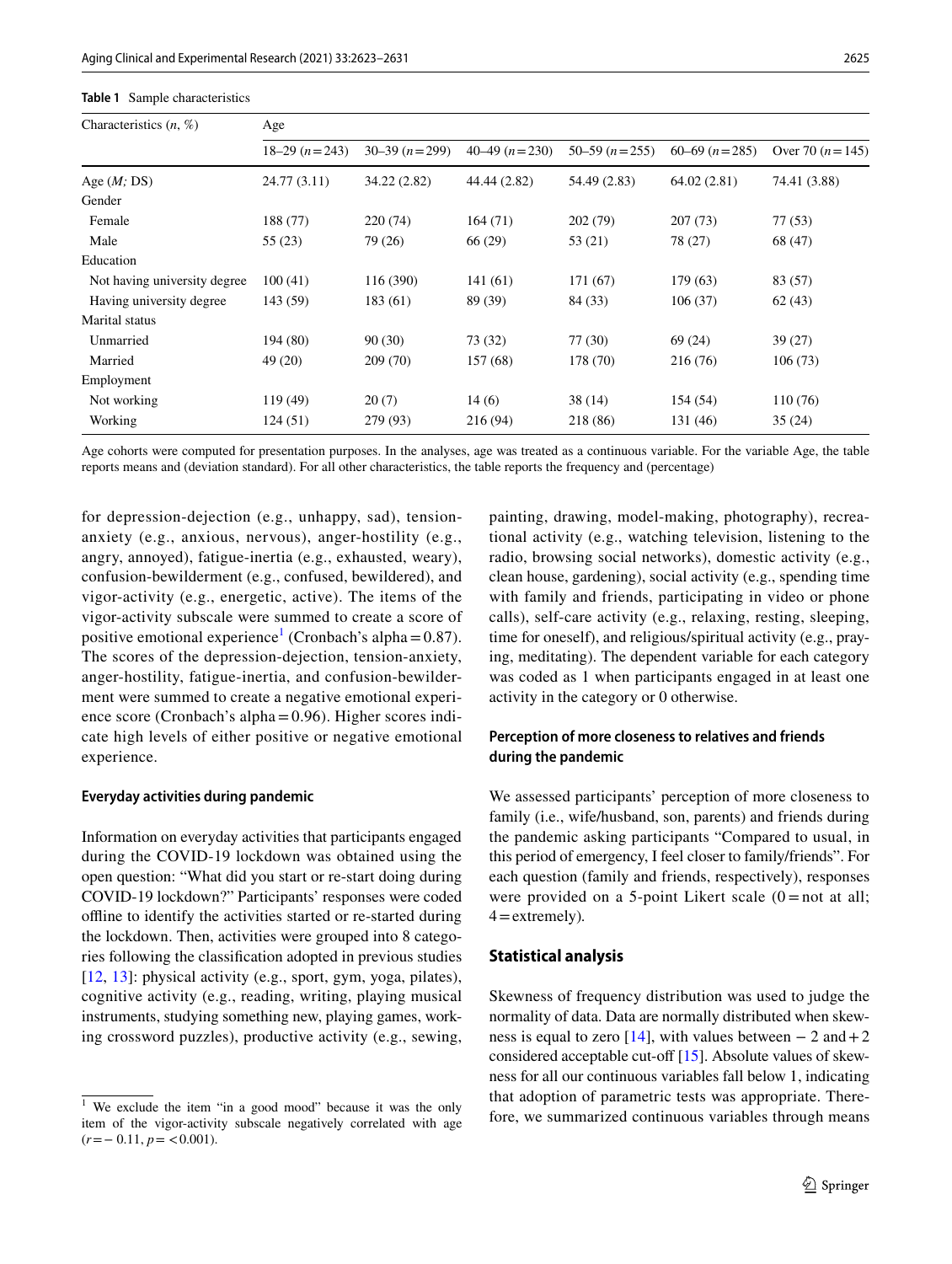**Table 1** Sample characteristics

| Characteristics (*n*, %) | Age | | | | | |
|---|---|---|---|---|---|---|
| | 18–29 (*n* = 243) | 30–39 (*n* = 299) | 40–49 (*n* = 230) | 50–59 (*n* = 255) | 60–69 (*n* = 285) | Over 70 (*n* = 145) |
| Age (*M;* DS) | 24.77 (3.11) | 34.22 (2.82) | 44.44 (2.82) | 54.49 (2.83) | 64.02 (2.81) | 74.41 (3.88) |
| Gender | | | | | | |
| Female | 188 (77) | 220 (74) | 164 (71) | 202 (79) | 207 (73) | 77 (53) |
| Male | 55 (23) | 79 (26) | 66 (29) | 53 (21) | 78 (27) | 68 (47) |
| Education | | | | | | |
| Not having university degree | 100 (41) | 116 (390) | 141 (61) | 171 (67) | 179 (63) | 83 (57) |
| Having university degree | 143 (59) | 183 (61) | 89 (39) | 84 (33) | 106 (37) | 62 (43) |
| Marital status | | | | | | |
| Unmarried | 194 (80) | 90 (30) | 73 (32) | 77 (30) | 69 (24) | 39 (27) |
| Married | 49 (20) | 209 (70) | 157 (68) | 178 (70) | 216 (76) | 106 (73) |
| Employment | | | | | | |
| Not working | 119 (49) | 20 (7) | 14 (6) | 38 (14) | 154 (54) | 110 (76) |
| Working | 124 (51) | 279 (93) | 216 (94) | 218 (86) | 131 (46) | 35 (24) |

Age cohorts were computed for presentation purposes. In the analyses, age was treated as a continuous variable. For the variable Age, the table reports means and (deviation standard). For all other characteristics, the table reports the frequency and (percentage)

for depression-dejection (e.g., unhappy, sad), tension-anxiety (e.g., anxious, nervous), anger-hostility (e.g., angry, annoyed), fatigue-inertia (e.g., exhausted, weary), confusion-bewilderment (e.g., confused, bewildered), and vigor-activity (e.g., energetic, active). The items of the vigor-activity subscale were summed to create a score of positive emotional experience[1] (Cronbach's alpha = 0.87). The scores of the depression-dejection, tension-anxiety, anger-hostility, fatigue-inertia, and confusion-bewilderment were summed to create a negative emotional experience score (Cronbach's alpha = 0.96). Higher scores indicate high levels of either positive or negative emotional experience.

### Everyday activities during pandemic

Information on everyday activities that participants engaged during the COVID-19 lockdown was obtained using the open question: "What did you start or re-start doing during COVID-19 lockdown?" Participants' responses were coded offline to identify the activities started or re-started during the lockdown. Then, activities were grouped into 8 categories following the classification adopted in previous studies [12, 13]: physical activity (e.g., sport, gym, yoga, pilates), cognitive activity (e.g., reading, writing, playing musical instruments, studying something new, playing games, working crossword puzzles), productive activity (e.g., sewing, painting, drawing, model-making, photography), recreational activity (e.g., watching television, listening to the radio, browsing social networks), domestic activity (e.g., clean house, gardening), social activity (e.g., spending time with family and friends, participating in video or phone calls), self-care activity (e.g., relaxing, resting, sleeping, time for oneself), and religious/spiritual activity (e.g., praying, meditating). The dependent variable for each category was coded as 1 when participants engaged in at least one activity in the category or 0 otherwise.

### Perception of more closeness to relatives and friends during the pandemic

We assessed participants' perception of more closeness to family (i.e., wife/husband, son, parents) and friends during the pandemic asking participants "Compared to usual, in this period of emergency, I feel closer to family/friends". For each question (family and friends, respectively), responses were provided on a 5-point Likert scale (0 = not at all; 4 = extremely).

## Statistical analysis

Skewness of frequency distribution was used to judge the normality of data. Data are normally distributed when skewness is equal to zero [14], with values between − 2 and + 2 considered acceptable cut-off [15]. Absolute values of skewness for all our continuous variables fall below 1, indicating that adoption of parametric tests was appropriate. Therefore, we summarized continuous variables through means

[1] We exclude the item "in a good mood" because it was the only item of the vigor-activity subscale negatively correlated with age ($r = -0.11$, $p = <0.001$).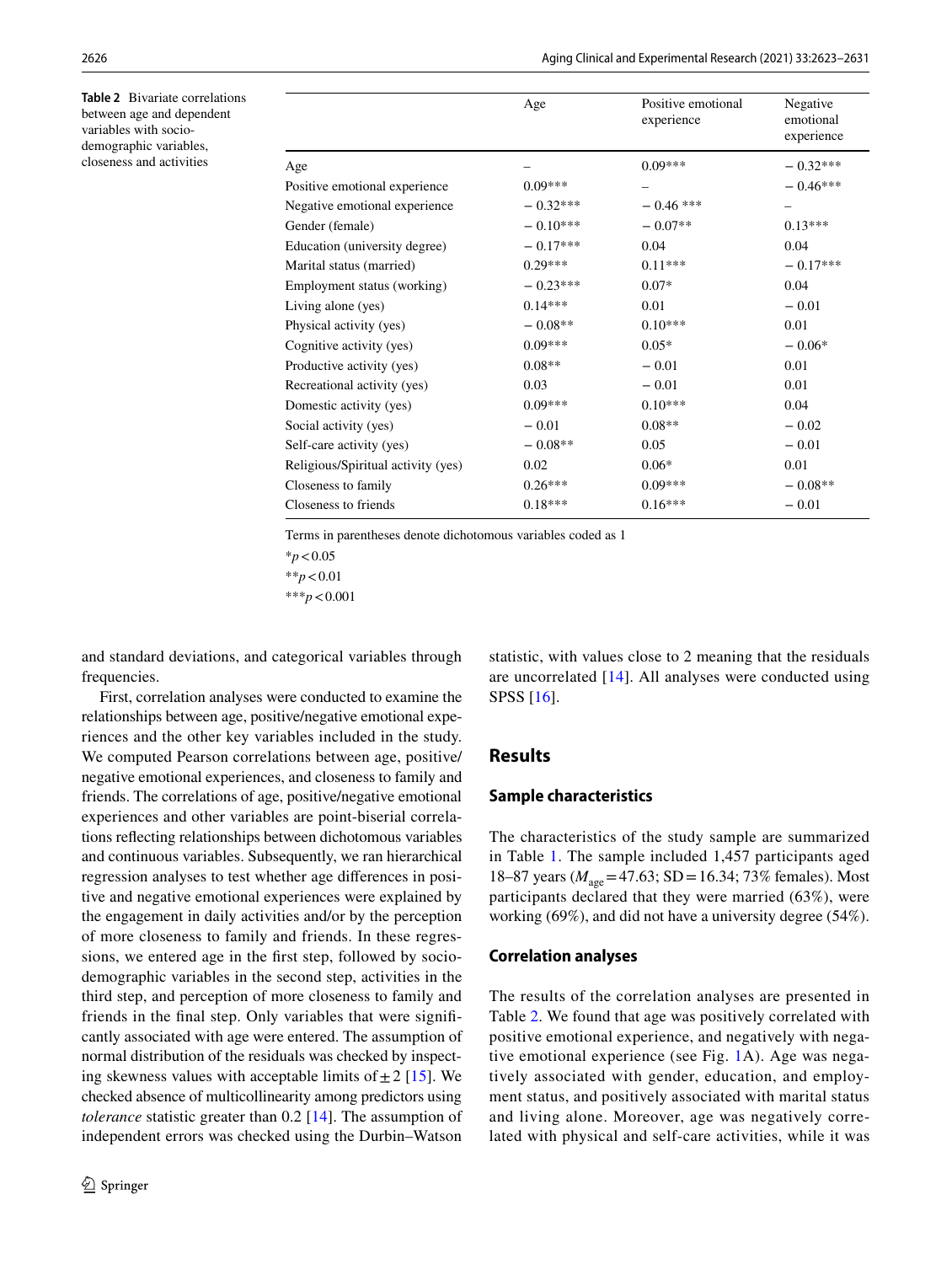**Table 2** Bivariate correlations between age and dependent variables with socio-demographic variables, closeness and activities

| | Age | Positive emotional experience | Negative emotional experience |
|---|---|---|---|
| Age | – | 0.09*** | − 0.32*** |
| Positive emotional experience | 0.09*** | – | − 0.46*** |
| Negative emotional experience | − 0.32*** | − 0.46 *** | – |
| Gender (female) | − 0.10*** | − 0.07** | 0.13*** |
| Education (university degree) | − 0.17*** | 0.04 | 0.04 |
| Marital status (married) | 0.29*** | 0.11*** | − 0.17*** |
| Employment status (working) | − 0.23*** | 0.07* | 0.04 |
| Living alone (yes) | 0.14*** | 0.01 | − 0.01 |
| Physical activity (yes) | − 0.08** | 0.10*** | 0.01 |
| Cognitive activity (yes) | 0.09*** | 0.05* | − 0.06* |
| Productive activity (yes) | 0.08** | − 0.01 | 0.01 |
| Recreational activity (yes) | 0.03 | − 0.01 | 0.01 |
| Domestic activity (yes) | 0.09*** | 0.10*** | 0.04 |
| Social activity (yes) | − 0.01 | 0.08** | − 0.02 |
| Self-care activity (yes) | − 0.08** | 0.05 | − 0.01 |
| Religious/Spiritual activity (yes) | 0.02 | 0.06* | 0.01 |
| Closeness to family | 0.26*** | 0.09*** | − 0.08** |
| Closeness to friends | 0.18*** | 0.16*** | − 0.01 |

Terms in parentheses denote dichotomous variables coded as 1

*$p < 0.05$

**$p < 0.01$

***$p < 0.001$

and standard deviations, and categorical variables through frequencies.

First, correlation analyses were conducted to examine the relationships between age, positive/negative emotional experiences and the other key variables included in the study. We computed Pearson correlations between age, positive/negative emotional experiences, and closeness to family and friends. The correlations of age, positive/negative emotional experiences and other variables are point-biserial correlations reflecting relationships between dichotomous variables and continuous variables. Subsequently, we ran hierarchical regression analyses to test whether age differences in positive and negative emotional experiences were explained by the engagement in daily activities and/or by the perception of more closeness to family and friends. In these regressions, we entered age in the first step, followed by socio-demographic variables in the second step, activities in the third step, and perception of more closeness to family and friends in the final step. Only variables that were significantly associated with age were entered. The assumption of normal distribution of the residuals was checked by inspecting skewness values with acceptable limits of ± 2 [15]. We checked absence of multicollinearity among predictors using *tolerance* statistic greater than 0.2 [14]. The assumption of independent errors was checked using the Durbin–Watson statistic, with values close to 2 meaning that the residuals are uncorrelated [14]. All analyses were conducted using SPSS [16].

## Results

### Sample characteristics

The characteristics of the study sample are summarized in Table 1. The sample included 1,457 participants aged 18–87 years ($M_{age} = 47.63$; SD = 16.34; 73% females). Most participants declared that they were married (63%), were working (69%), and did not have a university degree (54%).

### Correlation analyses

The results of the correlation analyses are presented in Table 2. We found that age was positively correlated with positive emotional experience, and negatively with negative emotional experience (see Fig. 1A). Age was negatively associated with gender, education, and employment status, and positively associated with marital status and living alone. Moreover, age was negatively correlated with physical and self-care activities, while it was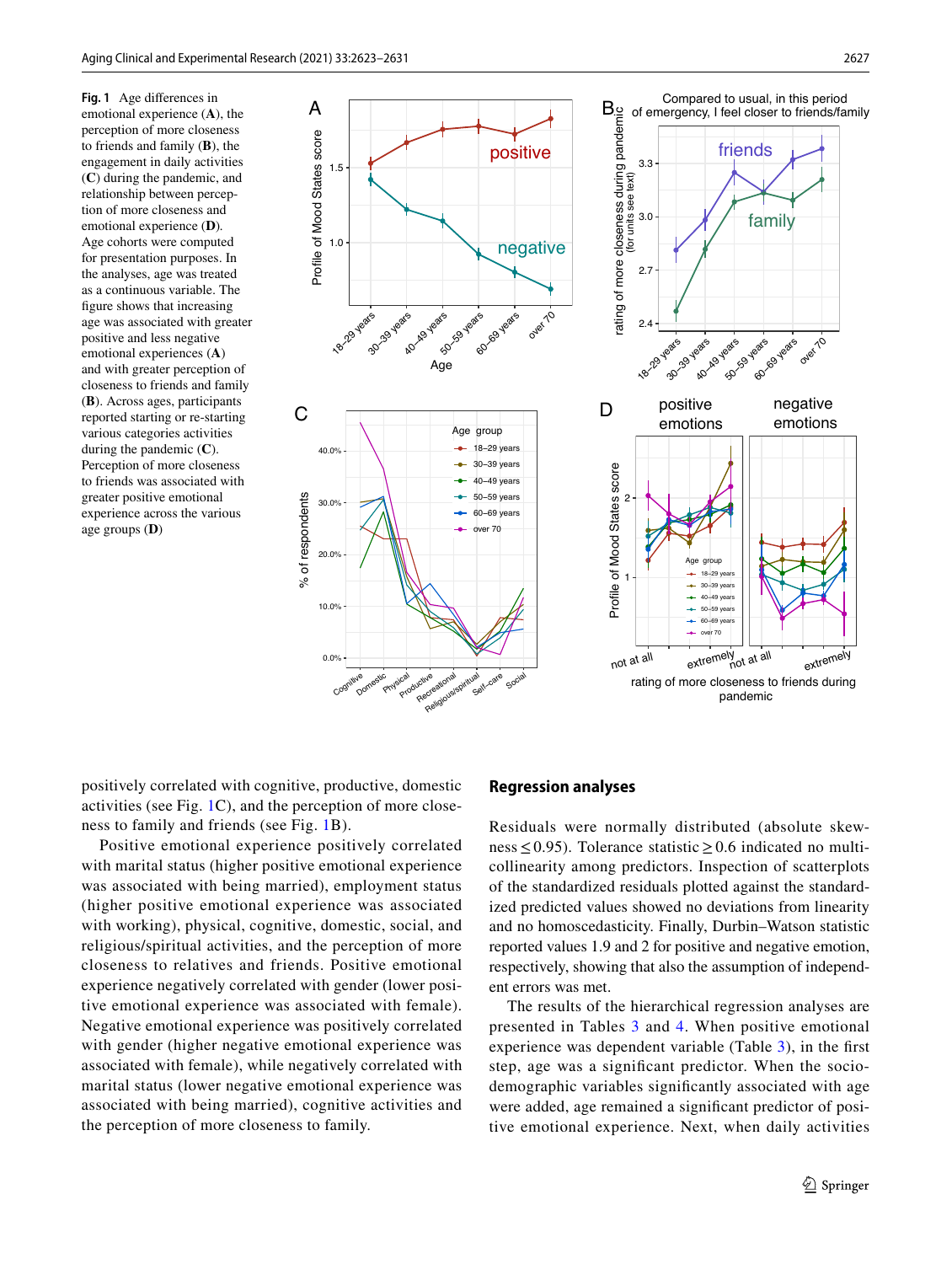**Fig. 1** Age differences in emotional experience (**A**), the perception of more closeness to friends and family (**B**), the engagement in daily activities (**C**) during the pandemic, and relationship between perception of more closeness and emotional experience (**D**). Age cohorts were computed for presentation purposes. In the analyses, age was treated as a continuous variable. The figure shows that increasing age was associated with greater positive and less negative emotional experiences (**A**) and with greater perception of closeness to friends and family (**B**). Across ages, participants reported starting or re-starting various categories activities during the pandemic (**C**). Perception of more closeness to friends was associated with greater positive emotional experience across the various age groups (**D**)

positively correlated with cognitive, productive, domestic activities (see Fig. 1C), and the perception of more closeness to family and friends (see Fig. 1B).

Positive emotional experience positively correlated with marital status (higher positive emotional experience was associated with being married), employment status (higher positive emotional experience was associated with working), physical, cognitive, domestic, social, and religious/spiritual activities, and the perception of more closeness to relatives and friends. Positive emotional experience negatively correlated with gender (lower positive emotional experience was associated with female). Negative emotional experience was positively correlated with gender (higher negative emotional experience was associated with female), while negatively correlated with marital status (lower negative emotional experience was associated with being married), cognitive activities and the perception of more closeness to family.

## Regression analyses

Residuals were normally distributed (absolute skewness ≤ 0.95). Tolerance statistic ≥ 0.6 indicated no multicollinearity among predictors. Inspection of scatterplots of the standardized residuals plotted against the standardized predicted values showed no deviations from linearity and no homoscedasticity. Finally, Durbin–Watson statistic reported values 1.9 and 2 for positive and negative emotion, respectively, showing that also the assumption of independent errors was met.

The results of the hierarchical regression analyses are presented in Tables 3 and 4. When positive emotional experience was dependent variable (Table 3), in the first step, age was a significant predictor. When the socio-demographic variables significantly associated with age were added, age remained a significant predictor of positive emotional experience. Next, when daily activities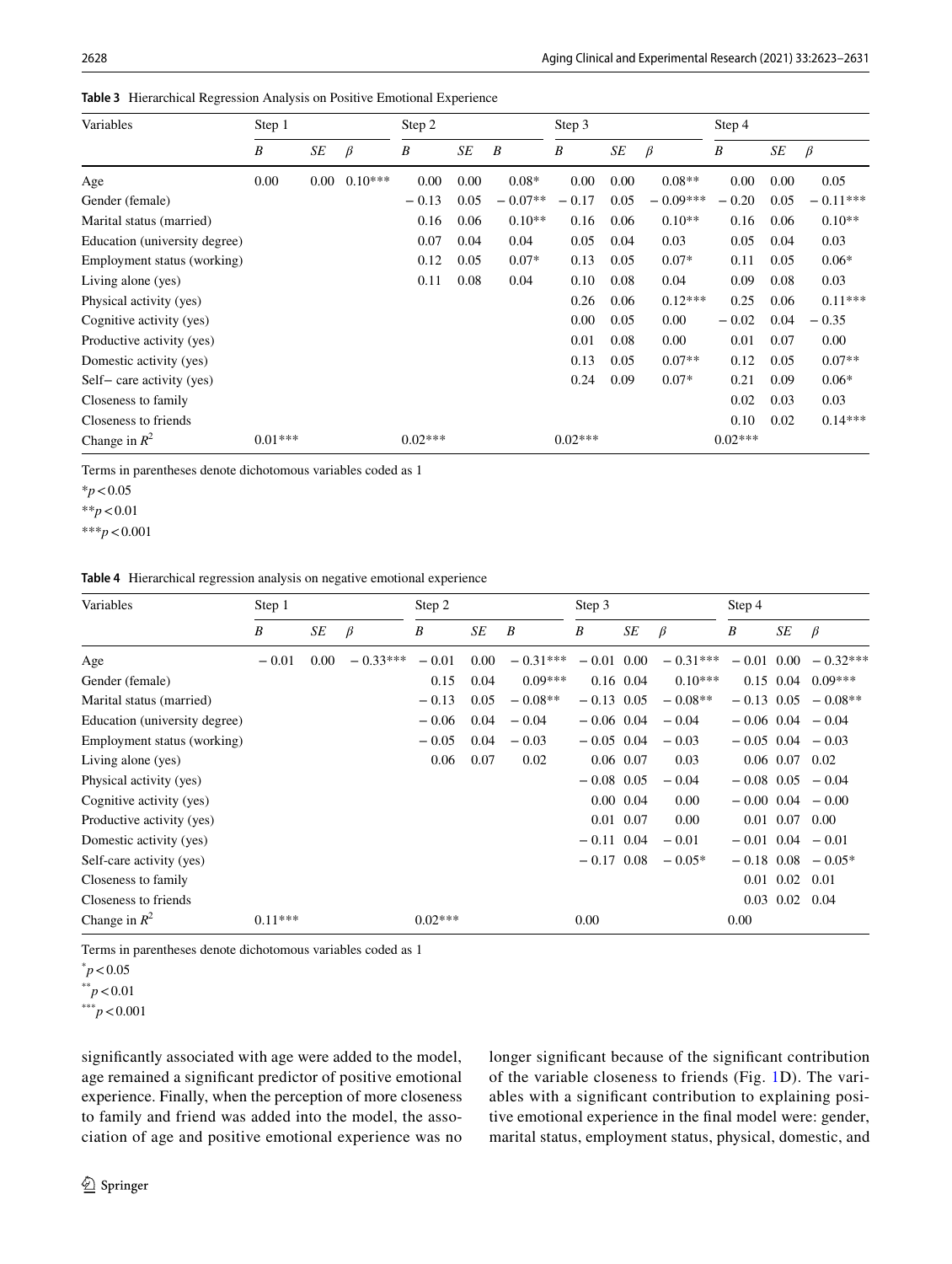**Table 3** Hierarchical Regression Analysis on Positive Emotional Experience

| Variables | Step 1 | | | Step 2 | | | Step 3 | | | Step 4 | | |
|---|---|---|---|---|---|---|---|---|---|---|---|---|
| | *B* | *SE* | *β* | *B* | *SE* | *Β* | *B* | *SE* | *β* | *B* | *SE* | *β* |
| Age | 0.00 | 0.00 | 0.10*** | 0.00 | 0.00 | 0.08* | 0.00 | 0.00 | 0.08** | 0.00 | 0.00 | 0.05 |
| Gender (female) | | | | − 0.13 | 0.05 | − 0.07** | − 0.17 | 0.05 | − 0.09*** | − 0.20 | 0.05 | − 0.11*** |
| Marital status (married) | | | | 0.16 | 0.06 | 0.10** | 0.16 | 0.06 | 0.10** | 0.16 | 0.06 | 0.10** |
| Education (university degree) | | | | 0.07 | 0.04 | 0.04 | 0.05 | 0.04 | 0.03 | 0.05 | 0.04 | 0.03 |
| Employment status (working) | | | | 0.12 | 0.05 | 0.07* | 0.13 | 0.05 | 0.07* | 0.11 | 0.05 | 0.06* |
| Living alone (yes) | | | | 0.11 | 0.08 | 0.04 | 0.10 | 0.08 | 0.04 | 0.09 | 0.08 | 0.03 |
| Physical activity (yes) | | | | | | | 0.26 | 0.06 | 0.12*** | 0.25 | 0.06 | 0.11*** |
| Cognitive activity (yes) | | | | | | | 0.00 | 0.05 | 0.00 | − 0.02 | 0.04 | − 0.35 |
| Productive activity (yes) | | | | | | | 0.01 | 0.08 | 0.00 | 0.01 | 0.07 | 0.00 |
| Domestic activity (yes) | | | | | | | 0.13 | 0.05 | 0.07** | 0.12 | 0.05 | 0.07** |
| Self− care activity (yes) | | | | | | | 0.24 | 0.09 | 0.07* | 0.21 | 0.09 | 0.06* |
| Closeness to family | | | | | | | | | | 0.02 | 0.03 | 0.03 |
| Closeness to friends | | | | | | | | | | 0.10 | 0.02 | 0.14*** |
| Change in $R^2$ | 0.01*** | | | 0.02*** | | | 0.02*** | | | 0.02*** | | |

Terms in parentheses denote dichotomous variables coded as 1

*$p<0.05$

**$p<0.01$

***$p<0.001$

**Table 4** Hierarchical regression analysis on negative emotional experience

| Variables | Step 1 | | | Step 2 | | | Step 3 | | | Step 4 | | |
|---|---|---|---|---|---|---|---|---|---|---|---|---|
| | *B* | *SE* | *β* | *B* | *SE* | *Β* | *B* | *SE* | *β* | *B* | *SE* | *β* |
| Age | − 0.01 | 0.00 | − 0.33*** | − 0.01 | 0.00 | − 0.31*** | − 0.01 | 0.00 | − 0.31*** | − 0.01 | 0.00 | − 0.32*** |
| Gender (female) | | | | 0.15 | 0.04 | 0.09*** | 0.16 | 0.04 | 0.10*** | 0.15 | 0.04 | 0.09*** |
| Marital status (married) | | | | − 0.13 | 0.05 | − 0.08** | − 0.13 | 0.05 | − 0.08** | − 0.13 | 0.05 | − 0.08** |
| Education (university degree) | | | | − 0.06 | 0.04 | − 0.04 | − 0.06 | 0.04 | − 0.04 | − 0.06 | 0.04 | − 0.04 |
| Employment status (working) | | | | − 0.05 | 0.04 | − 0.03 | − 0.05 | 0.04 | − 0.03 | − 0.05 | 0.04 | − 0.03 |
| Living alone (yes) | | | | 0.06 | 0.07 | 0.02 | 0.06 | 0.07 | 0.03 | 0.06 | 0.07 | 0.02 |
| Physical activity (yes) | | | | | | | − 0.08 | 0.05 | − 0.04 | − 0.08 | 0.05 | − 0.04 |
| Cognitive activity (yes) | | | | | | | 0.00 | 0.04 | 0.00 | − 0.00 | 0.04 | − 0.00 |
| Productive activity (yes) | | | | | | | 0.01 | 0.07 | 0.00 | 0.01 | 0.07 | 0.00 |
| Domestic activity (yes) | | | | | | | − 0.11 | 0.04 | − 0.01 | − 0.01 | 0.04 | − 0.01 |
| Self-care activity (yes) | | | | | | | − 0.17 | 0.08 | − 0.05* | − 0.18 | 0.08 | − 0.05* |
| Closeness to family | | | | | | | | | | 0.01 | 0.02 | 0.01 |
| Closeness to friends | | | | | | | | | | 0.03 | 0.02 | 0.04 |
| Change in $R^2$ | 0.11*** | | | 0.02*** | | | 0.00 | | | 0.00 | | |

Terms in parentheses denote dichotomous variables coded as 1

*$p<0.05$

**$p<0.01$

***$p<0.001$

significantly associated with age were added to the model, age remained a significant predictor of positive emotional experience. Finally, when the perception of more closeness to family and friend was added into the model, the association of age and positive emotional experience was no longer significant because of the significant contribution of the variable closeness to friends (Fig. 1D). The variables with a significant contribution to explaining positive emotional experience in the final model were: gender, marital status, employment status, physical, domestic, and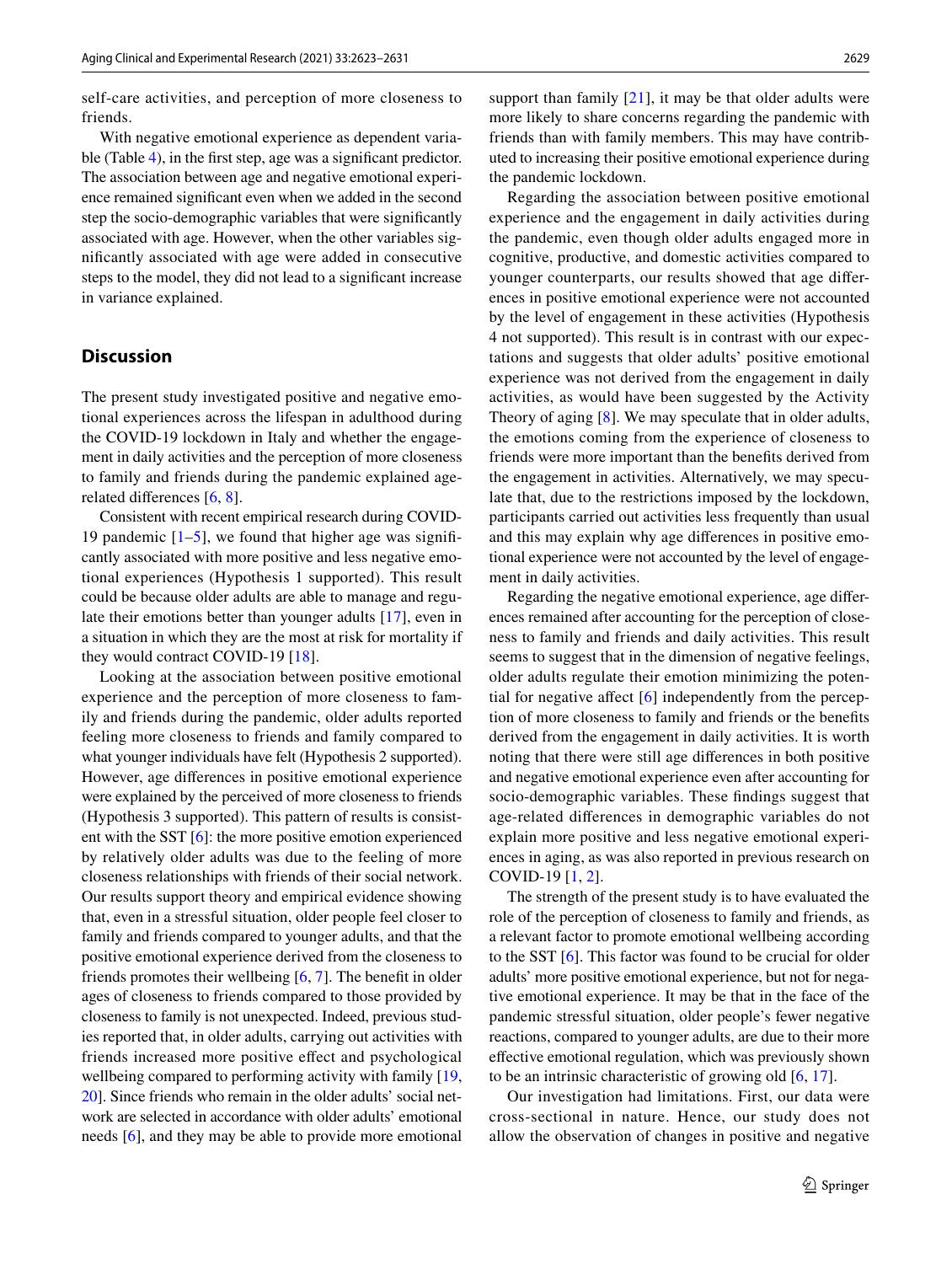self-care activities, and perception of more closeness to friends.

With negative emotional experience as dependent variable (Table 4), in the first step, age was a significant predictor. The association between age and negative emotional experience remained significant even when we added in the second step the socio-demographic variables that were significantly associated with age. However, when the other variables significantly associated with age were added in consecutive steps to the model, they did not lead to a significant increase in variance explained.

## Discussion

The present study investigated positive and negative emotional experiences across the lifespan in adulthood during the COVID-19 lockdown in Italy and whether the engagement in daily activities and the perception of more closeness to family and friends during the pandemic explained age-related differences [6, 8].

Consistent with recent empirical research during COVID-19 pandemic [1–5], we found that higher age was significantly associated with more positive and less negative emotional experiences (Hypothesis 1 supported). This result could be because older adults are able to manage and regulate their emotions better than younger adults [17], even in a situation in which they are the most at risk for mortality if they would contract COVID-19 [18].

Looking at the association between positive emotional experience and the perception of more closeness to family and friends during the pandemic, older adults reported feeling more closeness to friends and family compared to what younger individuals have felt (Hypothesis 2 supported). However, age differences in positive emotional experience were explained by the perceived of more closeness to friends (Hypothesis 3 supported). This pattern of results is consistent with the SST [6]: the more positive emotion experienced by relatively older adults was due to the feeling of more closeness relationships with friends of their social network. Our results support theory and empirical evidence showing that, even in a stressful situation, older people feel closer to family and friends compared to younger adults, and that the positive emotional experience derived from the closeness to friends promotes their wellbeing [6, 7]. The benefit in older ages of closeness to friends compared to those provided by closeness to family is not unexpected. Indeed, previous studies reported that, in older adults, carrying out activities with friends increased more positive effect and psychological wellbeing compared to performing activity with family [19, 20]. Since friends who remain in the older adults' social network are selected in accordance with older adults' emotional needs [6], and they may be able to provide more emotional support than family [21], it may be that older adults were more likely to share concerns regarding the pandemic with friends than with family members. This may have contributed to increasing their positive emotional experience during the pandemic lockdown.

Regarding the association between positive emotional experience and the engagement in daily activities during the pandemic, even though older adults engaged more in cognitive, productive, and domestic activities compared to younger counterparts, our results showed that age differences in positive emotional experience were not accounted by the level of engagement in these activities (Hypothesis 4 not supported). This result is in contrast with our expectations and suggests that older adults' positive emotional experience was not derived from the engagement in daily activities, as would have been suggested by the Activity Theory of aging [8]. We may speculate that in older adults, the emotions coming from the experience of closeness to friends were more important than the benefits derived from the engagement in activities. Alternatively, we may speculate that, due to the restrictions imposed by the lockdown, participants carried out activities less frequently than usual and this may explain why age differences in positive emotional experience were not accounted by the level of engagement in daily activities.

Regarding the negative emotional experience, age differences remained after accounting for the perception of closeness to family and friends and daily activities. This result seems to suggest that in the dimension of negative feelings, older adults regulate their emotion minimizing the potential for negative affect [6] independently from the perception of more closeness to family and friends or the benefits derived from the engagement in daily activities. It is worth noting that there were still age differences in both positive and negative emotional experience even after accounting for socio-demographic variables. These findings suggest that age-related differences in demographic variables do not explain more positive and less negative emotional experiences in aging, as was also reported in previous research on COVID-19 [1, 2].

The strength of the present study is to have evaluated the role of the perception of closeness to family and friends, as a relevant factor to promote emotional wellbeing according to the SST [6]. This factor was found to be crucial for older adults' more positive emotional experience, but not for negative emotional experience. It may be that in the face of the pandemic stressful situation, older people's fewer negative reactions, compared to younger adults, are due to their more effective emotional regulation, which was previously shown to be an intrinsic characteristic of growing old [6, 17].

Our investigation had limitations. First, our data were cross-sectional in nature. Hence, our study does not allow the observation of changes in positive and negative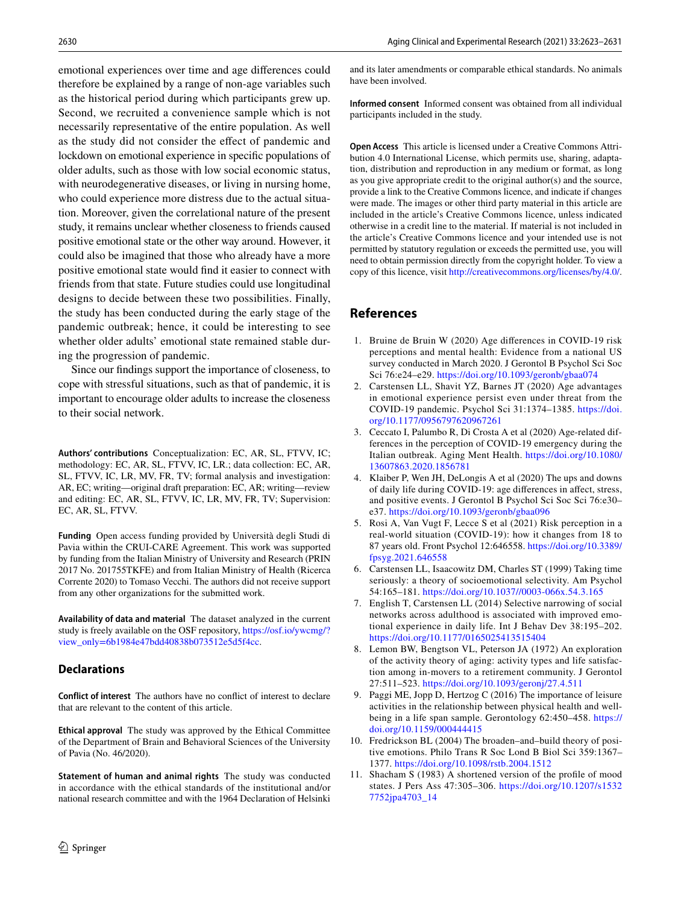emotional experiences over time and age differences could therefore be explained by a range of non-age variables such as the historical period during which participants grew up. Second, we recruited a convenience sample which is not necessarily representative of the entire population. As well as the study did not consider the effect of pandemic and lockdown on emotional experience in specific populations of older adults, such as those with low social economic status, with neurodegenerative diseases, or living in nursing home, who could experience more distress due to the actual situation. Moreover, given the correlational nature of the present study, it remains unclear whether closeness to friends caused positive emotional state or the other way around. However, it could also be imagined that those who already have a more positive emotional state would find it easier to connect with friends from that state. Future studies could use longitudinal designs to decide between these two possibilities. Finally, the study has been conducted during the early stage of the pandemic outbreak; hence, it could be interesting to see whether older adults' emotional state remained stable during the progression of pandemic.

Since our findings support the importance of closeness, to cope with stressful situations, such as that of pandemic, it is important to encourage older adults to increase the closeness to their social network.

**Authors' contributions** Conceptualization: EC, AR, SL, FTVV, IC; methodology: EC, AR, SL, FTVV, IC, LR.; data collection: EC, AR, SL, FTVV, IC, LR, MV, FR, TV; formal analysis and investigation: AR, EC; writing—original draft preparation: EC, AR; writing—review and editing: EC, AR, SL, FTVV, IC, LR, MV, FR, TV; Supervision: EC, AR, SL, FTVV.

**Funding** Open access funding provided by Università degli Studi di Pavia within the CRUI-CARE Agreement. This work was supported by funding from the Italian Ministry of University and Research (PRIN 2017 No. 201755TKFE) and from Italian Ministry of Health (Ricerca Corrente 2020) to Tomaso Vecchi. The authors did not receive support from any other organizations for the submitted work.

**Availability of data and material** The dataset analyzed in the current study is freely available on the OSF repository, https://osf.io/ywcmg/?view_only=6b1984e47bdd40838b073512e5d5f4cc.

## Declarations

**Conflict of interest** The authors have no conflict of interest to declare that are relevant to the content of this article.

**Ethical approval** The study was approved by the Ethical Committee of the Department of Brain and Behavioral Sciences of the University of Pavia (No. 46/2020).

**Statement of human and animal rights** The study was conducted in accordance with the ethical standards of the institutional and/or national research committee and with the 1964 Declaration of Helsinki and its later amendments or comparable ethical standards. No animals have been involved.

**Informed consent** Informed consent was obtained from all individual participants included in the study.

**Open Access** This article is licensed under a Creative Commons Attribution 4.0 International License, which permits use, sharing, adaptation, distribution and reproduction in any medium or format, as long as you give appropriate credit to the original author(s) and the source, provide a link to the Creative Commons licence, and indicate if changes were made. The images or other third party material in this article are included in the article's Creative Commons licence, unless indicated otherwise in a credit line to the material. If material is not included in the article's Creative Commons licence and your intended use is not permitted by statutory regulation or exceeds the permitted use, you will need to obtain permission directly from the copyright holder. To view a copy of this licence, visit http://creativecommons.org/licenses/by/4.0/.

## References

1. Bruine de Bruin W (2020) Age differences in COVID-19 risk perceptions and mental health: Evidence from a national US survey conducted in March 2020. J Gerontol B Psychol Sci Soc Sci 76:e24–e29. https://doi.org/10.1093/geronb/gbaa074
2. Carstensen LL, Shavit YZ, Barnes JT (2020) Age advantages in emotional experience persist even under threat from the COVID-19 pandemic. Psychol Sci 31:1374–1385. https://doi.org/10.1177/0956797620967261
3. Ceccato I, Palumbo R, Di Crosta A et al (2020) Age-related differences in the perception of COVID-19 emergency during the Italian outbreak. Aging Ment Health. https://doi.org/10.1080/13607863.2020.1856781
4. Klaiber P, Wen JH, DeLongis A et al (2020) The ups and downs of daily life during COVID-19: age differences in affect, stress, and positive events. J Gerontol B Psychol Sci Soc Sci 76:e30–e37. https://doi.org/10.1093/geronb/gbaa096
5. Rosi A, Van Vugt F, Lecce S et al (2021) Risk perception in a real-world situation (COVID-19): how it changes from 18 to 87 years old. Front Psychol 12:646558. https://doi.org/10.3389/fpsyg.2021.646558
6. Carstensen LL, Isaacowitz DM, Charles ST (1999) Taking time seriously: a theory of socioemotional selectivity. Am Psychol 54:165–181. https://doi.org/10.1037//0003-066x.54.3.165
7. English T, Carstensen LL (2014) Selective narrowing of social networks across adulthood is associated with improved emotional experience in daily life. Int J Behav Dev 38:195–202. https://doi.org/10.1177/0165025413515404
8. Lemon BW, Bengtson VL, Peterson JA (1972) An exploration of the activity theory of aging: activity types and life satisfaction among in-movers to a retirement community. J Gerontol 27:511–523. https://doi.org/10.1093/geronj/27.4.511
9. Paggi ME, Jopp D, Hertzog C (2016) The importance of leisure activities in the relationship between physical health and well-being in a life span sample. Gerontology 62:450–458. https://doi.org/10.1159/000444415
10. Fredrickson BL (2004) The broaden–and–build theory of positive emotions. Philo Trans R Soc Lond B Biol Sci 359:1367–1377. https://doi.org/10.1098/rstb.2004.1512
11. Shacham S (1983) A shortened version of the profile of mood states. J Pers Ass 47:305–306. https://doi.org/10.1207/s15327752jpa4703_14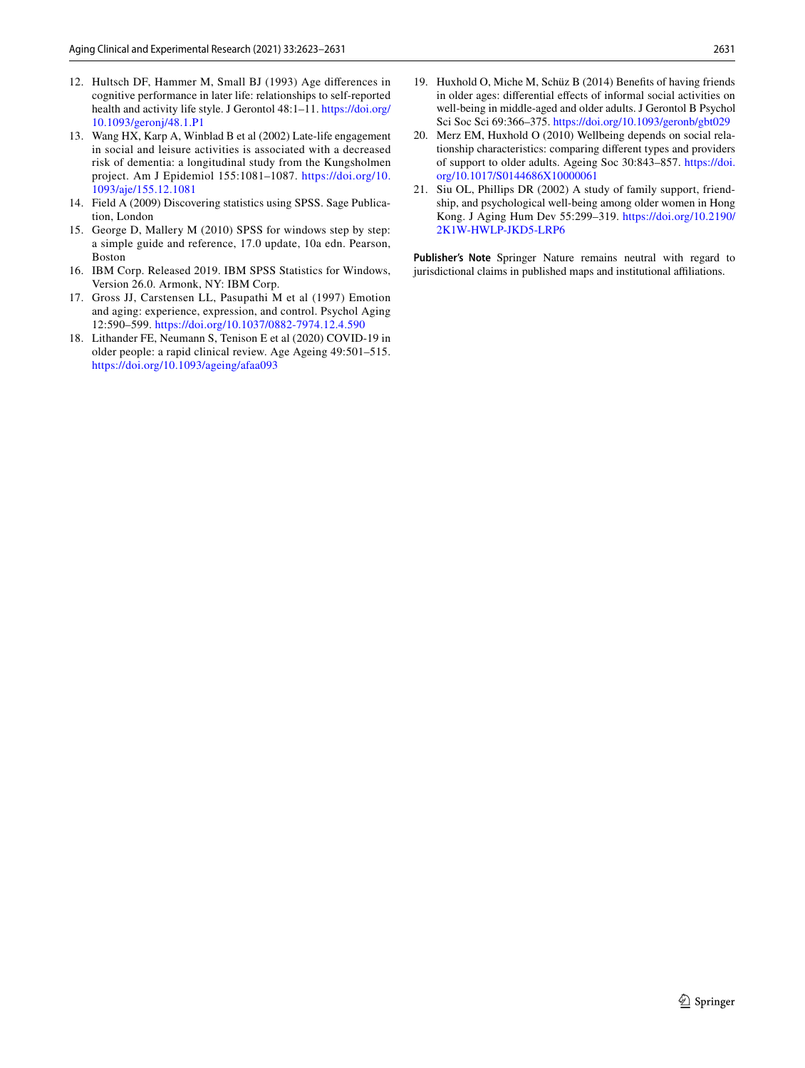12. Hultsch DF, Hammer M, Small BJ (1993) Age differences in cognitive performance in later life: relationships to self-reported health and activity life style. J Gerontol 48:1–11. https://doi.org/10.1093/geronj/48.1.P1
13. Wang HX, Karp A, Winblad B et al (2002) Late-life engagement in social and leisure activities is associated with a decreased risk of dementia: a longitudinal study from the Kungsholmen project. Am J Epidemiol 155:1081–1087. https://doi.org/10.1093/aje/155.12.1081
14. Field A (2009) Discovering statistics using SPSS. Sage Publication, London
15. George D, Mallery M (2010) SPSS for windows step by step: a simple guide and reference, 17.0 update, 10a edn. Pearson, Boston
16. IBM Corp. Released 2019. IBM SPSS Statistics for Windows, Version 26.0. Armonk, NY: IBM Corp.
17. Gross JJ, Carstensen LL, Pasupathi M et al (1997) Emotion and aging: experience, expression, and control. Psychol Aging 12:590–599. https://doi.org/10.1037/0882-7974.12.4.590
18. Lithander FE, Neumann S, Tenison E et al (2020) COVID-19 in older people: a rapid clinical review. Age Ageing 49:501–515. https://doi.org/10.1093/ageing/afaa093
19. Huxhold O, Miche M, Schüz B (2014) Benefits of having friends in older ages: differential effects of informal social activities on well-being in middle-aged and older adults. J Gerontol B Psychol Sci Soc Sci 69:366–375. https://doi.org/10.1093/geronb/gbt029
20. Merz EM, Huxhold O (2010) Wellbeing depends on social relationship characteristics: comparing different types and providers of support to older adults. Ageing Soc 30:843–857. https://doi.org/10.1017/S0144686X10000061
21. Siu OL, Phillips DR (2002) A study of family support, friendship, and psychological well-being among older women in Hong Kong. J Aging Hum Dev 55:299–319. https://doi.org/10.2190/2K1W-HWLP-JKD5-LRP6

**Publisher's Note** Springer Nature remains neutral with regard to jurisdictional claims in published maps and institutional affiliations.